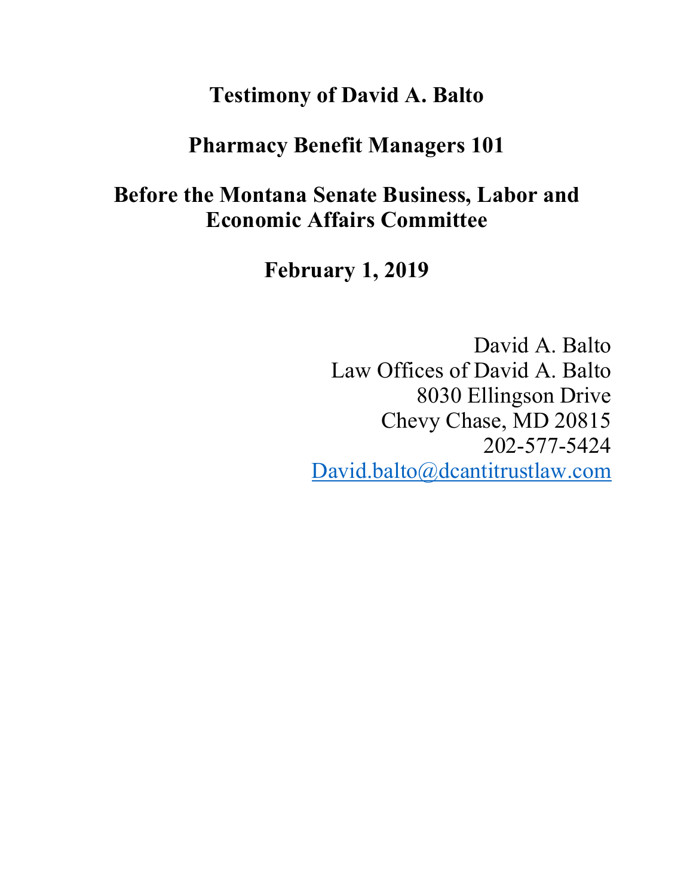# Testimony of David A. Balto

## Pharmacy Benefit Managers 101

## Before the Montana Senate Business, Labor and Economic Affairs Committee

**February 1, 2019**

David A. Balto
Law Offices of David A. Balto
8030 Ellingson Drive
Chevy Chase, MD 20815
202-577-5424
David.balto@dcantitrustlaw.com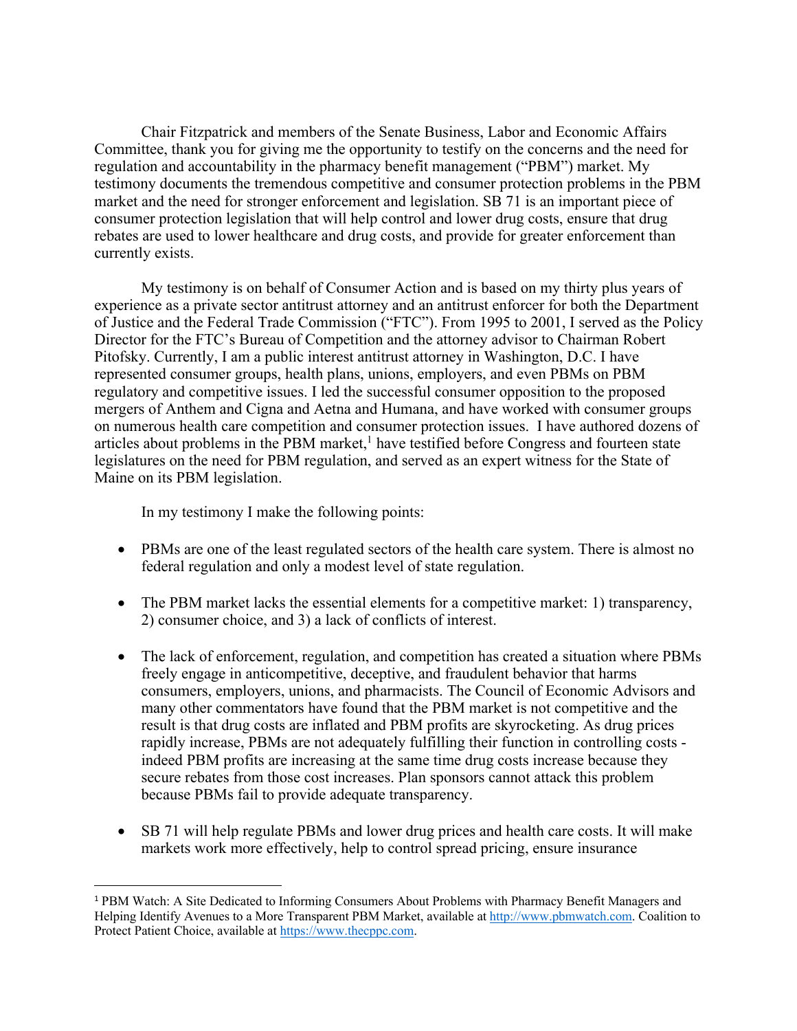Chair Fitzpatrick and members of the Senate Business, Labor and Economic Affairs Committee, thank you for giving me the opportunity to testify on the concerns and the need for regulation and accountability in the pharmacy benefit management ("PBM") market. My testimony documents the tremendous competitive and consumer protection problems in the PBM market and the need for stronger enforcement and legislation. SB 71 is an important piece of consumer protection legislation that will help control and lower drug costs, ensure that drug rebates are used to lower healthcare and drug costs, and provide for greater enforcement than currently exists.

My testimony is on behalf of Consumer Action and is based on my thirty plus years of experience as a private sector antitrust attorney and an antitrust enforcer for both the Department of Justice and the Federal Trade Commission ("FTC"). From 1995 to 2001, I served as the Policy Director for the FTC's Bureau of Competition and the attorney advisor to Chairman Robert Pitofsky. Currently, I am a public interest antitrust attorney in Washington, D.C. I have represented consumer groups, health plans, unions, employers, and even PBMs on PBM regulatory and competitive issues. I led the successful consumer opposition to the proposed mergers of Anthem and Cigna and Aetna and Humana, and have worked with consumer groups on numerous health care competition and consumer protection issues. I have authored dozens of articles about problems in the PBM market,[1] have testified before Congress and fourteen state legislatures on the need for PBM regulation, and served as an expert witness for the State of Maine on its PBM legislation.

In my testimony I make the following points:

- PBMs are one of the least regulated sectors of the health care system. There is almost no federal regulation and only a modest level of state regulation.

- The PBM market lacks the essential elements for a competitive market: 1) transparency, 2) consumer choice, and 3) a lack of conflicts of interest.

- The lack of enforcement, regulation, and competition has created a situation where PBMs freely engage in anticompetitive, deceptive, and fraudulent behavior that harms consumers, employers, unions, and pharmacists. The Council of Economic Advisors and many other commentators have found that the PBM market is not competitive and the result is that drug costs are inflated and PBM profits are skyrocketing. As drug prices rapidly increase, PBMs are not adequately fulfilling their function in controlling costs - indeed PBM profits are increasing at the same time drug costs increase because they secure rebates from those cost increases. Plan sponsors cannot attack this problem because PBMs fail to provide adequate transparency.

- SB 71 will help regulate PBMs and lower drug prices and health care costs. It will make markets work more effectively, help to control spread pricing, ensure insurance

---

[1] PBM Watch: A Site Dedicated to Informing Consumers About Problems with Pharmacy Benefit Managers and Helping Identify Avenues to a More Transparent PBM Market, available at http://www.pbmwatch.com. Coalition to Protect Patient Choice, available at https://www.thecppc.com.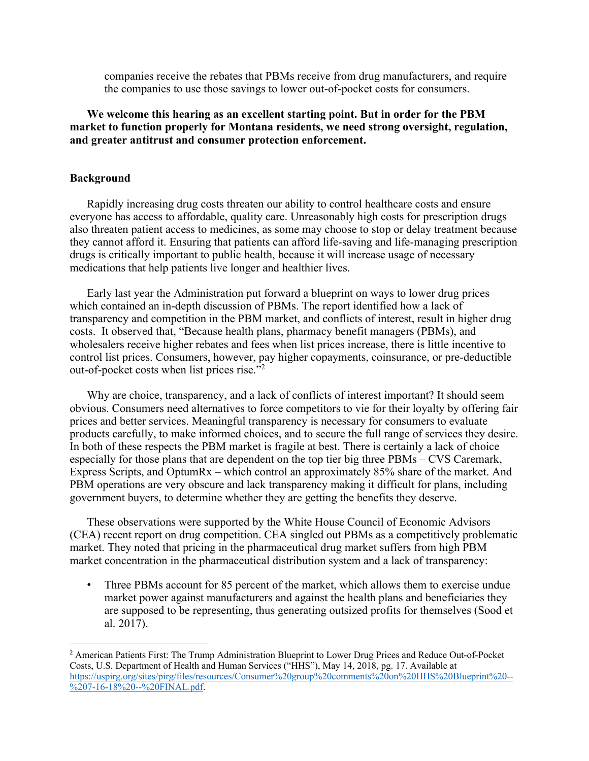companies receive the rebates that PBMs receive from drug manufacturers, and require the companies to use those savings to lower out-of-pocket costs for consumers.

**We welcome this hearing as an excellent starting point. But in order for the PBM market to function properly for Montana residents, we need strong oversight, regulation, and greater antitrust and consumer protection enforcement.**

**Background**

Rapidly increasing drug costs threaten our ability to control healthcare costs and ensure everyone has access to affordable, quality care. Unreasonably high costs for prescription drugs also threaten patient access to medicines, as some may choose to stop or delay treatment because they cannot afford it. Ensuring that patients can afford life-saving and life-managing prescription drugs is critically important to public health, because it will increase usage of necessary medications that help patients live longer and healthier lives.

Early last year the Administration put forward a blueprint on ways to lower drug prices which contained an in-depth discussion of PBMs. The report identified how a lack of transparency and competition in the PBM market, and conflicts of interest, result in higher drug costs. It observed that, "Because health plans, pharmacy benefit managers (PBMs), and wholesalers receive higher rebates and fees when list prices increase, there is little incentive to control list prices. Consumers, however, pay higher copayments, coinsurance, or pre-deductible out-of-pocket costs when list prices rise."[2]

Why are choice, transparency, and a lack of conflicts of interest important? It should seem obvious. Consumers need alternatives to force competitors to vie for their loyalty by offering fair prices and better services. Meaningful transparency is necessary for consumers to evaluate products carefully, to make informed choices, and to secure the full range of services they desire. In both of these respects the PBM market is fragile at best. There is certainly a lack of choice especially for those plans that are dependent on the top tier big three PBMs – CVS Caremark, Express Scripts, and OptumRx – which control an approximately 85% share of the market. And PBM operations are very obscure and lack transparency making it difficult for plans, including government buyers, to determine whether they are getting the benefits they deserve.

These observations were supported by the White House Council of Economic Advisors (CEA) recent report on drug competition. CEA singled out PBMs as a competitively problematic market. They noted that pricing in the pharmaceutical drug market suffers from high PBM market concentration in the pharmaceutical distribution system and a lack of transparency:

- Three PBMs account for 85 percent of the market, which allows them to exercise undue market power against manufacturers and against the health plans and beneficiaries they are supposed to be representing, thus generating outsized profits for themselves (Sood et al. 2017).

---

[2] American Patients First: The Trump Administration Blueprint to Lower Drug Prices and Reduce Out-of-Pocket Costs, U.S. Department of Health and Human Services ("HHS"), May 14, 2018, pg. 17. Available at https://uspirg.org/sites/pirg/files/resources/Consumer%20group%20comments%20on%20HHS%20Blueprint%20--%207-16-18%20--%20FINAL.pdf.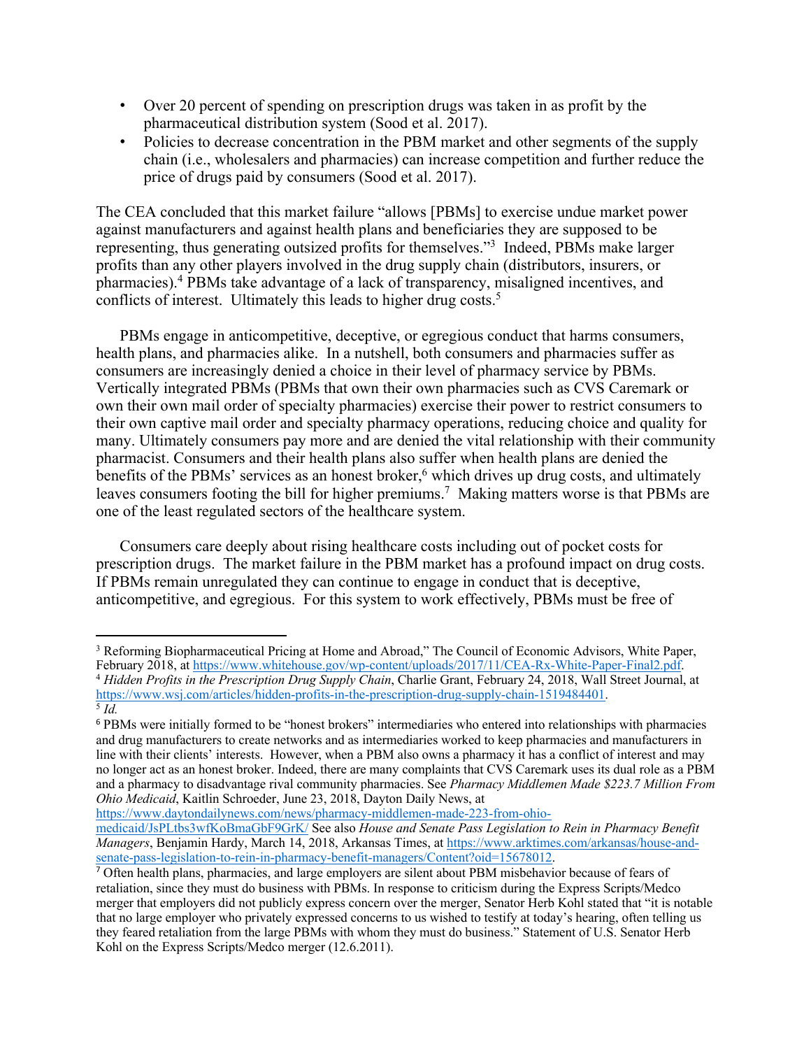- Over 20 percent of spending on prescription drugs was taken in as profit by the pharmaceutical distribution system (Sood et al. 2017).
- Policies to decrease concentration in the PBM market and other segments of the supply chain (i.e., wholesalers and pharmacies) can increase competition and further reduce the price of drugs paid by consumers (Sood et al. 2017).

The CEA concluded that this market failure "allows [PBMs] to exercise undue market power against manufacturers and against health plans and beneficiaries they are supposed to be representing, thus generating outsized profits for themselves."[3] Indeed, PBMs make larger profits than any other players involved in the drug supply chain (distributors, insurers, or pharmacies).[4] PBMs take advantage of a lack of transparency, misaligned incentives, and conflicts of interest. Ultimately this leads to higher drug costs.[5]

PBMs engage in anticompetitive, deceptive, or egregious conduct that harms consumers, health plans, and pharmacies alike. In a nutshell, both consumers and pharmacies suffer as consumers are increasingly denied a choice in their level of pharmacy service by PBMs. Vertically integrated PBMs (PBMs that own their own pharmacies such as CVS Caremark or own their own mail order of specialty pharmacies) exercise their power to restrict consumers to their own captive mail order and specialty pharmacy operations, reducing choice and quality for many. Ultimately consumers pay more and are denied the vital relationship with their community pharmacist. Consumers and their health plans also suffer when health plans are denied the benefits of the PBMs' services as an honest broker,[6] which drives up drug costs, and ultimately leaves consumers footing the bill for higher premiums.[7] Making matters worse is that PBMs are one of the least regulated sectors of the healthcare system.

Consumers care deeply about rising healthcare costs including out of pocket costs for prescription drugs. The market failure in the PBM market has a profound impact on drug costs. If PBMs remain unregulated they can continue to engage in conduct that is deceptive, anticompetitive, and egregious. For this system to work effectively, PBMs must be free of

---

[3] Reforming Biopharmaceutical Pricing at Home and Abroad," The Council of Economic Advisors, White Paper, February 2018, at https://www.whitehouse.gov/wp-content/uploads/2017/11/CEA-Rx-White-Paper-Final2.pdf.

[4] *Hidden Profits in the Prescription Drug Supply Chain*, Charlie Grant, February 24, 2018, Wall Street Journal, at https://www.wsj.com/articles/hidden-profits-in-the-prescription-drug-supply-chain-1519484401.

[5] *Id.*

[6] PBMs were initially formed to be "honest brokers" intermediaries who entered into relationships with pharmacies and drug manufacturers to create networks and as intermediaries worked to keep pharmacies and manufacturers in line with their clients' interests. However, when a PBM also owns a pharmacy it has a conflict of interest and may no longer act as an honest broker. Indeed, there are many complaints that CVS Caremark uses its dual role as a PBM and a pharmacy to disadvantage rival community pharmacies. See *Pharmacy Middlemen Made $223.7 Million From Ohio Medicaid*, Kaitlin Schroeder, June 23, 2018, Dayton Daily News, at https://www.daytondailynews.com/news/pharmacy-middlemen-made-223-from-ohio-medicaid/JsPLtbs3wfKoBmaGbF9GrK/ See also *House and Senate Pass Legislation to Rein in Pharmacy Benefit Managers*, Benjamin Hardy, March 14, 2018, Arkansas Times, at https://www.arktimes.com/arkansas/house-and-senate-pass-legislation-to-rein-in-pharmacy-benefit-managers/Content?oid=15678012.

[7] Often health plans, pharmacies, and large employers are silent about PBM misbehavior because of fears of retaliation, since they must do business with PBMs. In response to criticism during the Express Scripts/Medco merger that employers did not publicly express concern over the merger, Senator Herb Kohl stated that "it is notable that no large employer who privately expressed concerns to us wished to testify at today's hearing, often telling us they feared retaliation from the large PBMs with whom they must do business." Statement of U.S. Senator Herb Kohl on the Express Scripts/Medco merger (12.6.2011).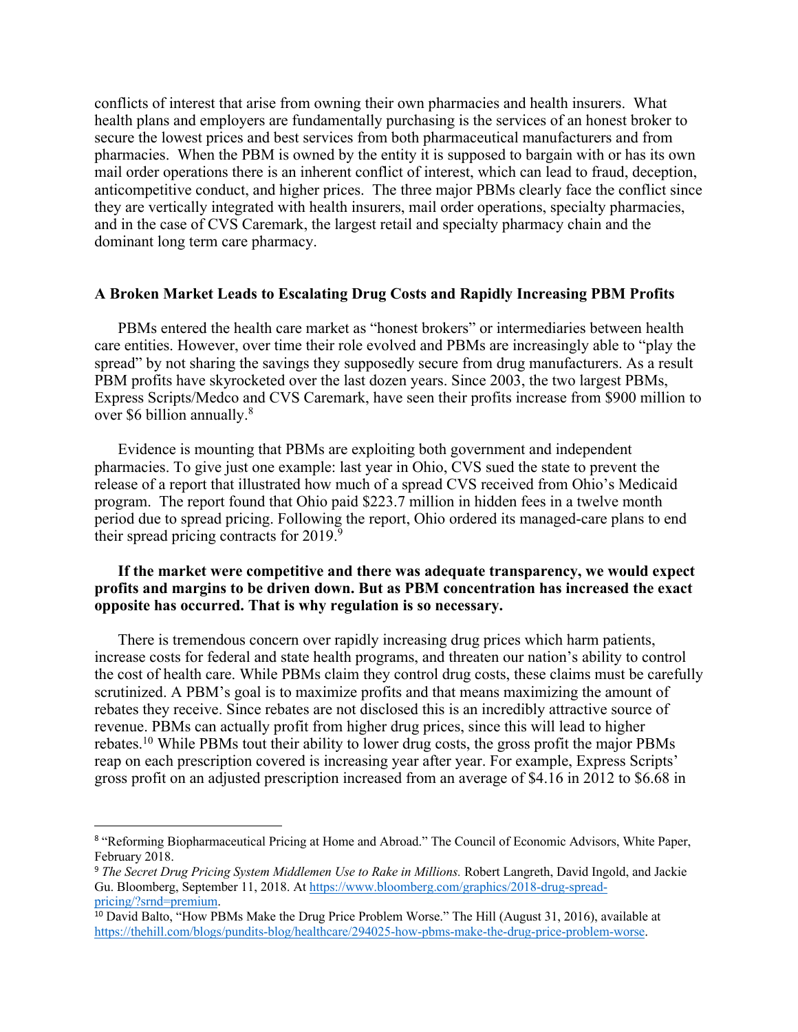conflicts of interest that arise from owning their own pharmacies and health insurers. What health plans and employers are fundamentally purchasing is the services of an honest broker to secure the lowest prices and best services from both pharmaceutical manufacturers and from pharmacies. When the PBM is owned by the entity it is supposed to bargain with or has its own mail order operations there is an inherent conflict of interest, which can lead to fraud, deception, anticompetitive conduct, and higher prices. The three major PBMs clearly face the conflict since they are vertically integrated with health insurers, mail order operations, specialty pharmacies, and in the case of CVS Caremark, the largest retail and specialty pharmacy chain and the dominant long term care pharmacy.

**A Broken Market Leads to Escalating Drug Costs and Rapidly Increasing PBM Profits**

PBMs entered the health care market as "honest brokers" or intermediaries between health care entities. However, over time their role evolved and PBMs are increasingly able to "play the spread" by not sharing the savings they supposedly secure from drug manufacturers. As a result PBM profits have skyrocketed over the last dozen years. Since 2003, the two largest PBMs, Express Scripts/Medco and CVS Caremark, have seen their profits increase from $900 million to over $6 billion annually.[8]

Evidence is mounting that PBMs are exploiting both government and independent pharmacies. To give just one example: last year in Ohio, CVS sued the state to prevent the release of a report that illustrated how much of a spread CVS received from Ohio's Medicaid program. The report found that Ohio paid $223.7 million in hidden fees in a twelve month period due to spread pricing. Following the report, Ohio ordered its managed-care plans to end their spread pricing contracts for 2019.[9]

**If the market were competitive and there was adequate transparency, we would expect profits and margins to be driven down. But as PBM concentration has increased the exact opposite has occurred. That is why regulation is so necessary.**

There is tremendous concern over rapidly increasing drug prices which harm patients, increase costs for federal and state health programs, and threaten our nation's ability to control the cost of health care. While PBMs claim they control drug costs, these claims must be carefully scrutinized. A PBM's goal is to maximize profits and that means maximizing the amount of rebates they receive. Since rebates are not disclosed this is an incredibly attractive source of revenue. PBMs can actually profit from higher drug prices, since this will lead to higher rebates.[10] While PBMs tout their ability to lower drug costs, the gross profit the major PBMs reap on each prescription covered is increasing year after year. For example, Express Scripts' gross profit on an adjusted prescription increased from an average of $4.16 in 2012 to $6.68 in

---

[8] "Reforming Biopharmaceutical Pricing at Home and Abroad." The Council of Economic Advisors, White Paper, February 2018.

[9] *The Secret Drug Pricing System Middlemen Use to Rake in Millions.* Robert Langreth, David Ingold, and Jackie Gu. Bloomberg, September 11, 2018. At https://www.bloomberg.com/graphics/2018-drug-spread-pricing/?srnd=premium.

[10] David Balto, "How PBMs Make the Drug Price Problem Worse." The Hill (August 31, 2016), available at https://thehill.com/blogs/pundits-blog/healthcare/294025-how-pbms-make-the-drug-price-problem-worse.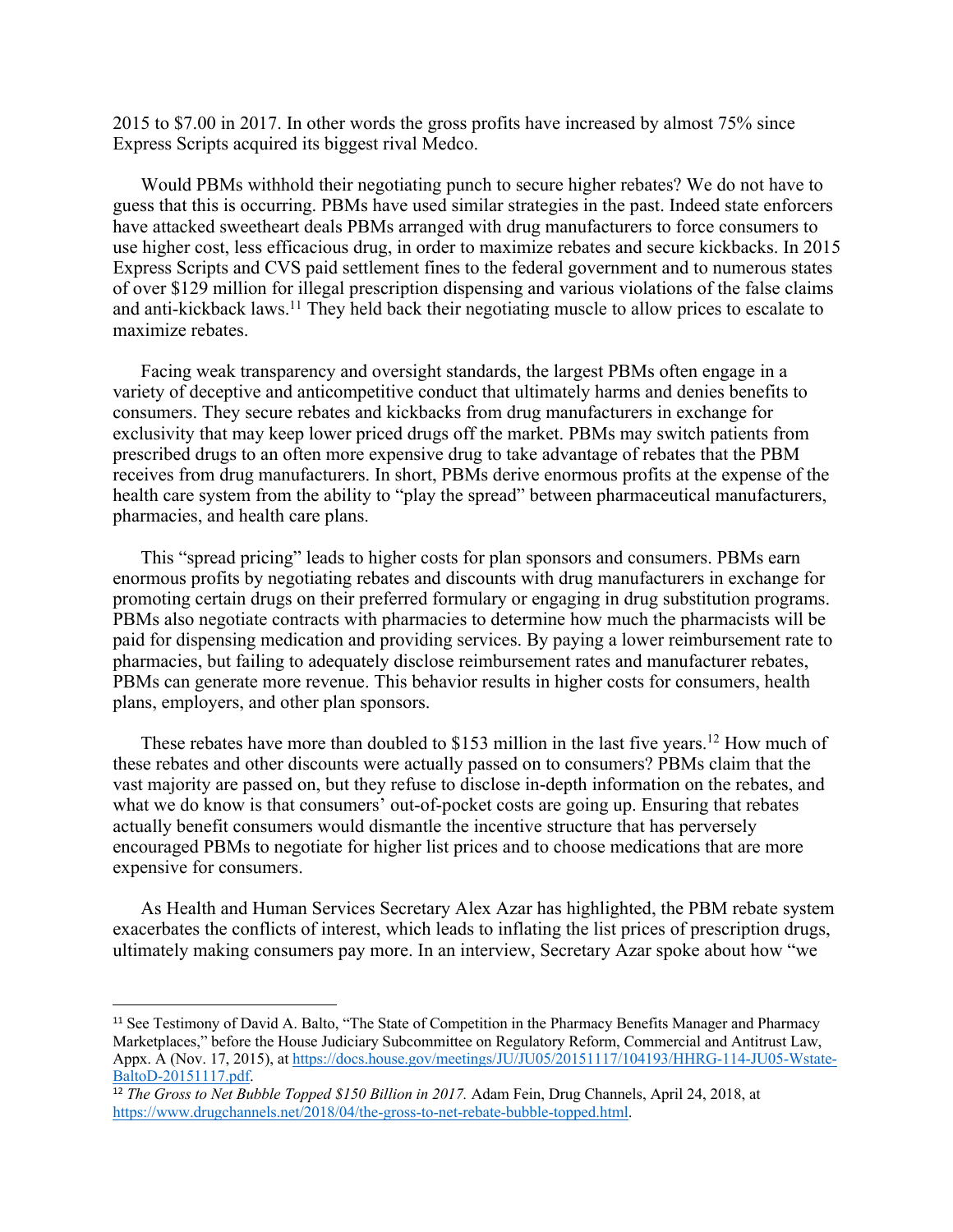2015 to $7.00 in 2017. In other words the gross profits have increased by almost 75% since Express Scripts acquired its biggest rival Medco.

Would PBMs withhold their negotiating punch to secure higher rebates? We do not have to guess that this is occurring. PBMs have used similar strategies in the past. Indeed state enforcers have attacked sweetheart deals PBMs arranged with drug manufacturers to force consumers to use higher cost, less efficacious drug, in order to maximize rebates and secure kickbacks. In 2015 Express Scripts and CVS paid settlement fines to the federal government and to numerous states of over $129 million for illegal prescription dispensing and various violations of the false claims and anti-kickback laws.[11] They held back their negotiating muscle to allow prices to escalate to maximize rebates.

Facing weak transparency and oversight standards, the largest PBMs often engage in a variety of deceptive and anticompetitive conduct that ultimately harms and denies benefits to consumers. They secure rebates and kickbacks from drug manufacturers in exchange for exclusivity that may keep lower priced drugs off the market. PBMs may switch patients from prescribed drugs to an often more expensive drug to take advantage of rebates that the PBM receives from drug manufacturers. In short, PBMs derive enormous profits at the expense of the health care system from the ability to "play the spread" between pharmaceutical manufacturers, pharmacies, and health care plans.

This "spread pricing" leads to higher costs for plan sponsors and consumers. PBMs earn enormous profits by negotiating rebates and discounts with drug manufacturers in exchange for promoting certain drugs on their preferred formulary or engaging in drug substitution programs. PBMs also negotiate contracts with pharmacies to determine how much the pharmacists will be paid for dispensing medication and providing services. By paying a lower reimbursement rate to pharmacies, but failing to adequately disclose reimbursement rates and manufacturer rebates, PBMs can generate more revenue. This behavior results in higher costs for consumers, health plans, employers, and other plan sponsors.

These rebates have more than doubled to $153 million in the last five years.[12] How much of these rebates and other discounts were actually passed on to consumers? PBMs claim that the vast majority are passed on, but they refuse to disclose in-depth information on the rebates, and what we do know is that consumers' out-of-pocket costs are going up. Ensuring that rebates actually benefit consumers would dismantle the incentive structure that has perversely encouraged PBMs to negotiate for higher list prices and to choose medications that are more expensive for consumers.

As Health and Human Services Secretary Alex Azar has highlighted, the PBM rebate system exacerbates the conflicts of interest, which leads to inflating the list prices of prescription drugs, ultimately making consumers pay more. In an interview, Secretary Azar spoke about how "we

---

[11] See Testimony of David A. Balto, "The State of Competition in the Pharmacy Benefits Manager and Pharmacy Marketplaces," before the House Judiciary Subcommittee on Regulatory Reform, Commercial and Antitrust Law, Appx. A (Nov. 17, 2015), at https://docs.house.gov/meetings/JU/JU05/20151117/104193/HHRG-114-JU05-Wstate-BaltoD-20151117.pdf.

[12] *The Gross to Net Bubble Topped $150 Billion in 2017.* Adam Fein, Drug Channels, April 24, 2018, at https://www.drugchannels.net/2018/04/the-gross-to-net-rebate-bubble-topped.html.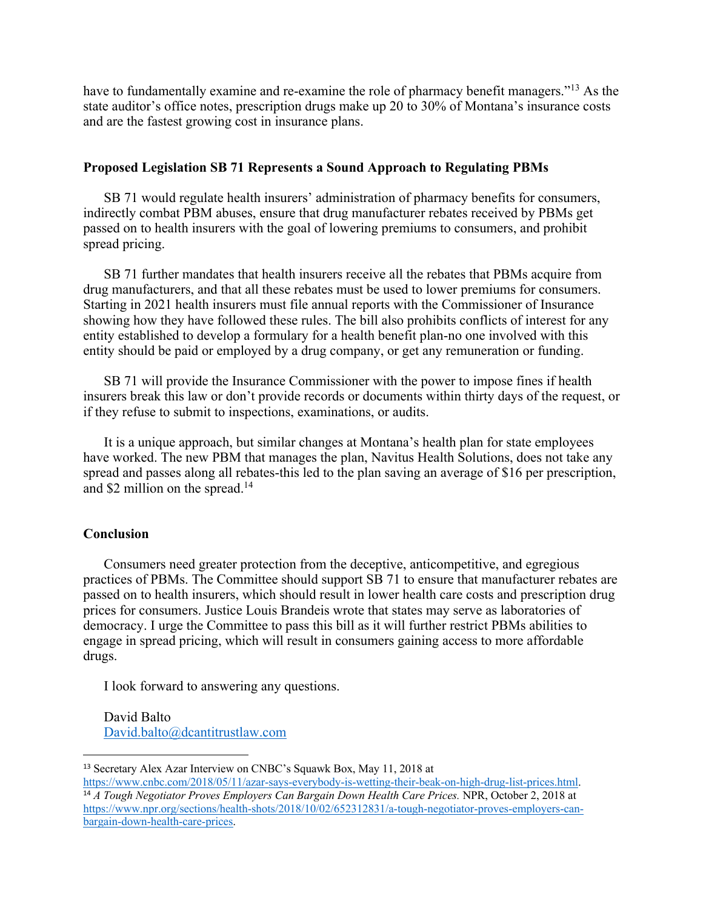have to fundamentally examine and re-examine the role of pharmacy benefit managers."[13] As the state auditor's office notes, prescription drugs make up 20 to 30% of Montana's insurance costs and are the fastest growing cost in insurance plans.

**Proposed Legislation SB 71 Represents a Sound Approach to Regulating PBMs**

SB 71 would regulate health insurers' administration of pharmacy benefits for consumers, indirectly combat PBM abuses, ensure that drug manufacturer rebates received by PBMs get passed on to health insurers with the goal of lowering premiums to consumers, and prohibit spread pricing.

SB 71 further mandates that health insurers receive all the rebates that PBMs acquire from drug manufacturers, and that all these rebates must be used to lower premiums for consumers. Starting in 2021 health insurers must file annual reports with the Commissioner of Insurance showing how they have followed these rules. The bill also prohibits conflicts of interest for any entity established to develop a formulary for a health benefit plan-no one involved with this entity should be paid or employed by a drug company, or get any remuneration or funding.

SB 71 will provide the Insurance Commissioner with the power to impose fines if health insurers break this law or don't provide records or documents within thirty days of the request, or if they refuse to submit to inspections, examinations, or audits.

It is a unique approach, but similar changes at Montana's health plan for state employees have worked. The new PBM that manages the plan, Navitus Health Solutions, does not take any spread and passes along all rebates-this led to the plan saving an average of $16 per prescription, and $2 million on the spread.[14]

**Conclusion**

Consumers need greater protection from the deceptive, anticompetitive, and egregious practices of PBMs. The Committee should support SB 71 to ensure that manufacturer rebates are passed on to health insurers, which should result in lower health care costs and prescription drug prices for consumers. Justice Louis Brandeis wrote that states may serve as laboratories of democracy. I urge the Committee to pass this bill as it will further restrict PBMs abilities to engage in spread pricing, which will result in consumers gaining access to more affordable drugs.

I look forward to answering any questions.

David Balto
David.balto@dcantitrustlaw.com

---

[13] Secretary Alex Azar Interview on CNBC's Squawk Box, May 11, 2018 at https://www.cnbc.com/2018/05/11/azar-says-everybody-is-wetting-their-beak-on-high-drug-list-prices.html.

[14] *A Tough Negotiator Proves Employers Can Bargain Down Health Care Prices.* NPR, October 2, 2018 at https://www.npr.org/sections/health-shots/2018/10/02/652312831/a-tough-negotiator-proves-employers-can-bargain-down-health-care-prices.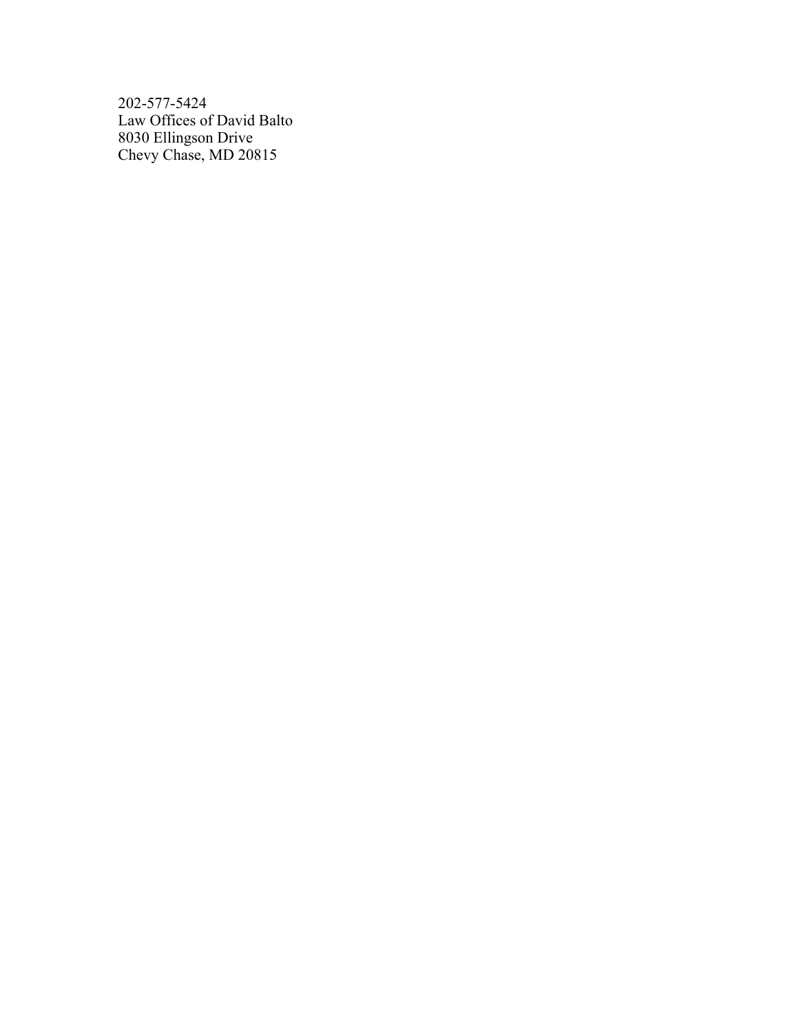202-577-5424
Law Offices of David Balto
8030 Ellingson Drive
Chevy Chase, MD 20815